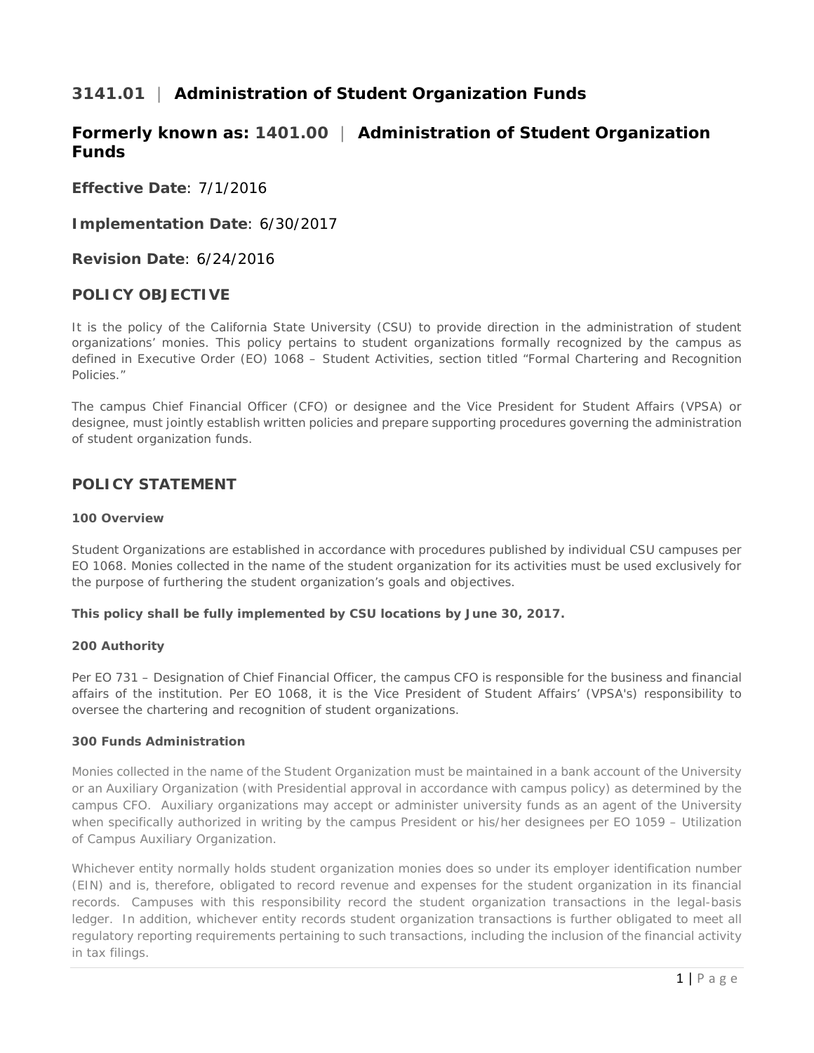# 3141.01 | Administration of Student Organization Funds

# Formerly known as: 1401.00 | Administration of Student Organization Funds

**Effective Date**: 7/1/2016

**Implementation Date**: 6/30/2017

**Revision Date**: 6/24/2016

## POLICY OBJECTIVE

It is the policy of the California State University (CSU) to provide direction in the administration of student organizations' monies. This policy pertains to student organizations formally recognized by the campus as defined in Executive Order (EO) 1068 – Student Activities, section titled "Formal Chartering and Recognition Policies."

The campus Chief Financial Officer (CFO) or designee and the Vice President for Student Affairs (VPSA) or designee, must jointly establish written policies and prepare supporting procedures governing the administration of student organization funds.

## POLICY STATEMENT

### 100 Overview

Student Organizations are established in accordance with procedures published by individual CSU campuses per EO 1068. Monies collected in the name of the student organization for its activities must be used exclusively for the purpose of furthering the student organization's goals and objectives.

**This policy shall be fully implemented by CSU locations by June 30, 2017.**

### 200 Authority

Per EO 731 – Designation of Chief Financial Officer, the campus CFO is responsible for the business and financial affairs of the institution. Per EO 1068, it is the Vice President of Student Affairs' (VPSA's) responsibility to oversee the chartering and recognition of student organizations.

### 300 Funds Administration

Monies collected in the name of the Student Organization must be maintained in a bank account of the University or an Auxiliary Organization (with Presidential approval in accordance with campus policy) as determined by the campus CFO. Auxiliary organizations may accept or administer university funds as an agent of the University when specifically authorized in writing by the campus President or his/her designees per EO 1059 – Utilization of Campus Auxiliary Organization.

Whichever entity normally holds student organization monies does so under its employer identification number (EIN) and is, therefore, obligated to record revenue and expenses for the student organization in its financial records. Campuses with this responsibility record the student organization transactions in the legal-basis ledger. In addition, whichever entity records student organization transactions is further obligated to meet all regulatory reporting requirements pertaining to such transactions, including the inclusion of the financial activity in tax filings.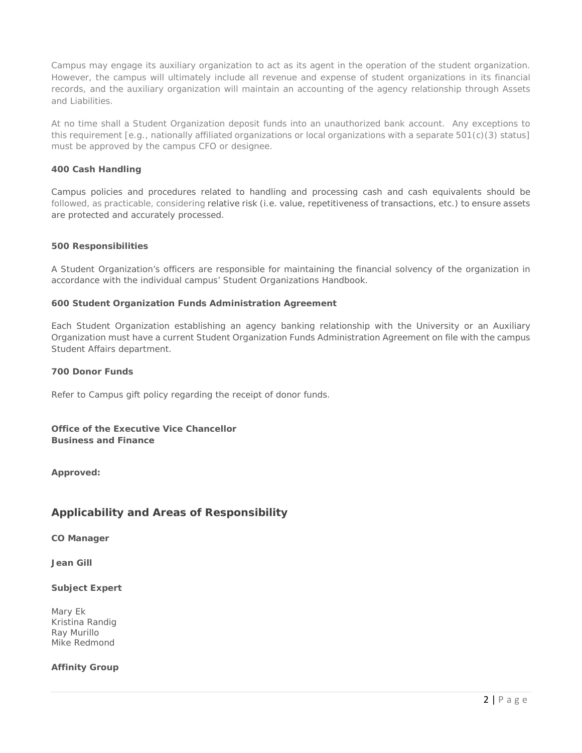Campus may engage its auxiliary organization to act as its agent in the operation of the student organization. However, the campus will ultimately include all revenue and expense of student organizations in its financial records, and the auxiliary organization will maintain an accounting of the agency relationship through Assets and Liabilities.

At no time shall a Student Organization deposit funds into an unauthorized bank account. Any exceptions to this requirement [e.g., nationally affiliated organizations or local organizations with a separate 501(c)(3) status] must be approved by the campus CFO or designee.

**400 Cash Handling**

Campus policies and procedures related to handling and processing cash and cash equivalents should be followed, as practicable, considering relative risk (i.e. value, repetitiveness of transactions, etc.) to ensure assets are protected and accurately processed.

**500 Responsibilities**

A Student Organization's officers are responsible for maintaining the financial solvency of the organization in accordance with the individual campus' Student Organizations Handbook.

**600 Student Organization Funds Administration Agreement**

Each Student Organization establishing an agency banking relationship with the University or an Auxiliary Organization must have a current Student Organization Funds Administration Agreement on file with the campus Student Affairs department.

**700 Donor Funds**

Refer to Campus gift policy regarding the receipt of donor funds.

**Office of the Executive Vice Chancellor**
**Business and Finance**

**Approved:**

## Applicability and Areas of Responsibility

**CO Manager**

**Jean Gill**

**Subject Expert**

Mary Ek
Kristina Randig
Ray Murillo
Mike Redmond

**Affinity Group**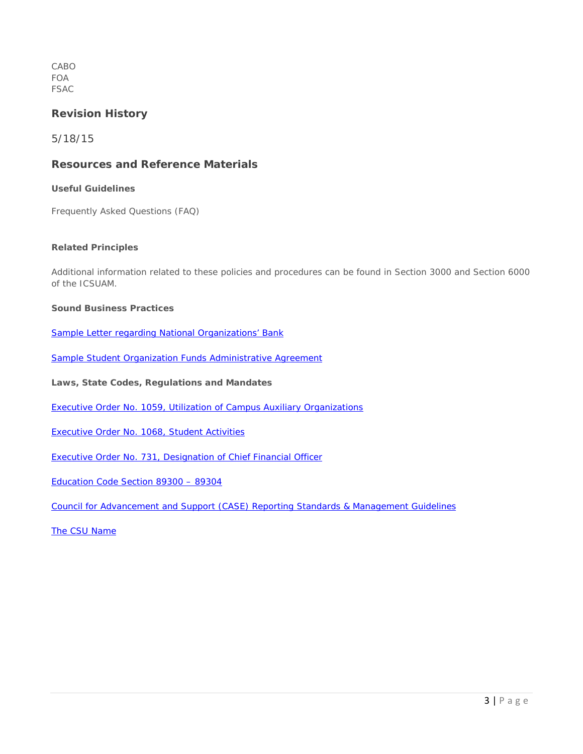CABO
FOA
FSAC

## Revision History

5/18/15

## Resources and Reference Materials

### Useful Guidelines

Frequently Asked Questions (FAQ)

### Related Principles

Additional information related to these policies and procedures can be found in Section 3000 and Section 6000 of the ICSUAM.

### Sound Business Practices

Sample Letter regarding National Organizations' Bank

Sample Student Organization Funds Administrative Agreement

### Laws, State Codes, Regulations and Mandates

Executive Order No. 1059, Utilization of Campus Auxiliary Organizations

Executive Order No. 1068, Student Activities

Executive Order No. 731, Designation of Chief Financial Officer

Education Code Section 89300 – 89304

Council for Advancement and Support (CASE) Reporting Standards & Management Guidelines

The CSU Name